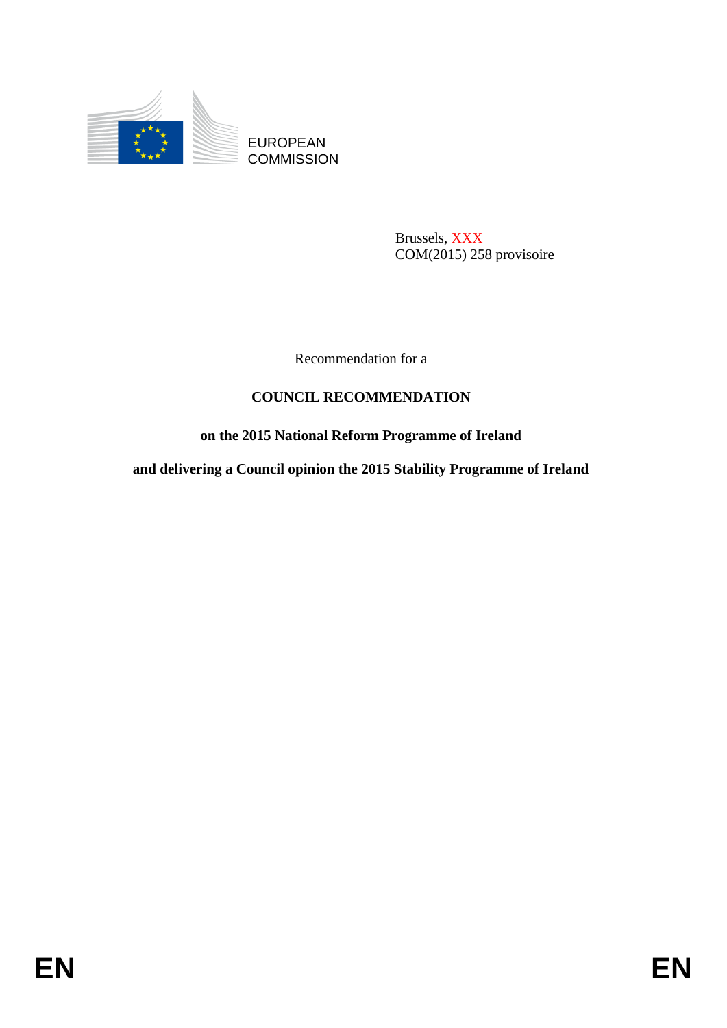EUROPEAN COMMISSION

Brussels, XXX
COM(2015) 258 provisoire

Recommendation for a

# COUNCIL RECOMMENDATION

## on the 2015 National Reform Programme of Ireland

## and delivering a Council opinion the 2015 Stability Programme of Ireland

EN EN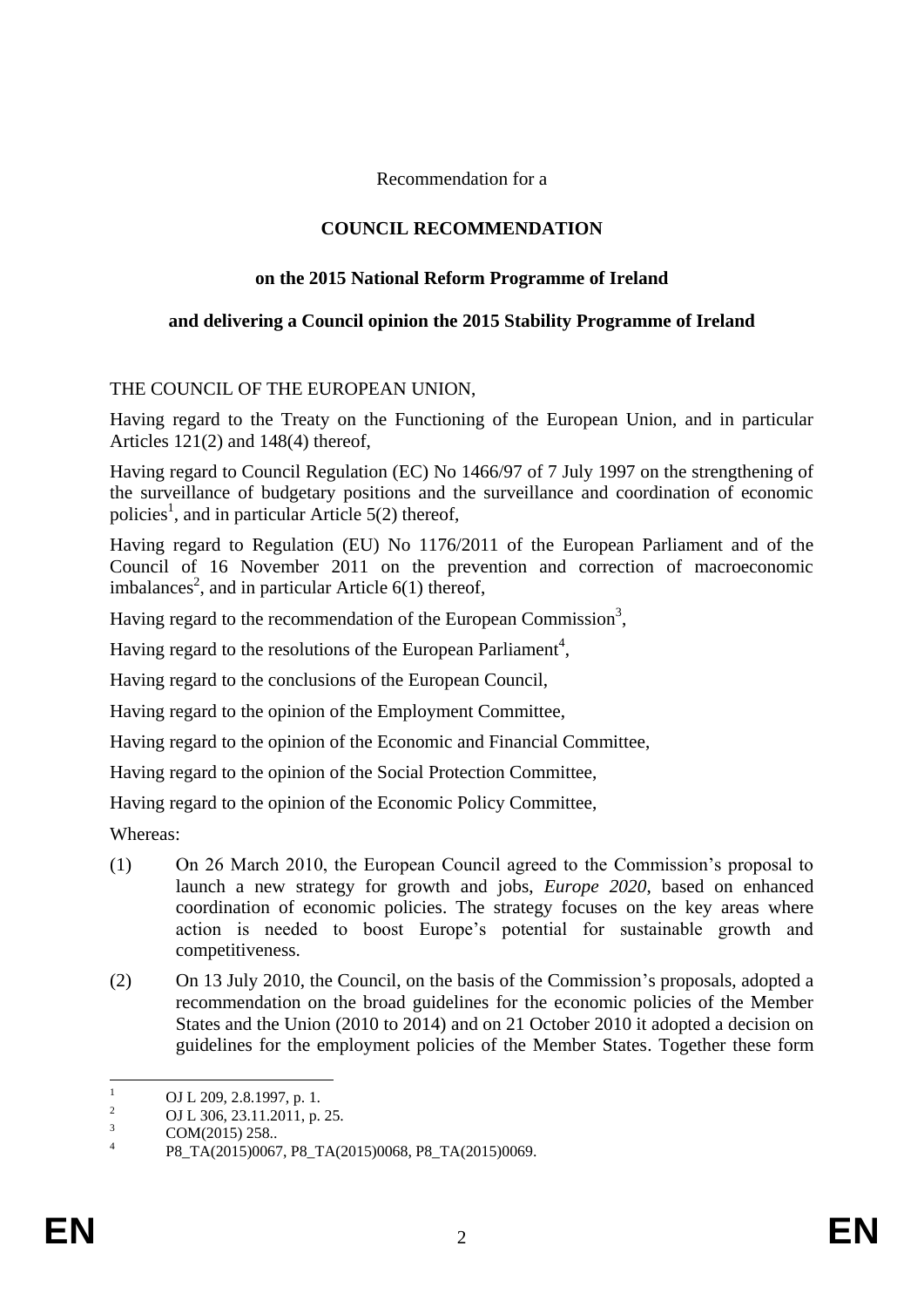Recommendation for a

**COUNCIL RECOMMENDATION**

**on the 2015 National Reform Programme of Ireland**

**and delivering a Council opinion the 2015 Stability Programme of Ireland**

THE COUNCIL OF THE EUROPEAN UNION,

Having regard to the Treaty on the Functioning of the European Union, and in particular Articles 121(2) and 148(4) thereof,

Having regard to Council Regulation (EC) No 1466/97 of 7 July 1997 on the strengthening of the surveillance of budgetary positions and the surveillance and coordination of economic policies[1], and in particular Article 5(2) thereof,

Having regard to Regulation (EU) No 1176/2011 of the European Parliament and of the Council of 16 November 2011 on the prevention and correction of macroeconomic imbalances[2], and in particular Article 6(1) thereof,

Having regard to the recommendation of the European Commission[3],

Having regard to the resolutions of the European Parliament[4],

Having regard to the conclusions of the European Council,

Having regard to the opinion of the Employment Committee,

Having regard to the opinion of the Economic and Financial Committee,

Having regard to the opinion of the Social Protection Committee,

Having regard to the opinion of the Economic Policy Committee,

Whereas:

(1) On 26 March 2010, the European Council agreed to the Commission's proposal to launch a new strategy for growth and jobs, *Europe 2020*, based on enhanced coordination of economic policies. The strategy focuses on the key areas where action is needed to boost Europe's potential for sustainable growth and competitiveness.

(2) On 13 July 2010, the Council, on the basis of the Commission's proposals, adopted a recommendation on the broad guidelines for the economic policies of the Member States and the Union (2010 to 2014) and on 21 October 2010 it adopted a decision on guidelines for the employment policies of the Member States. Together these form

---

[1] OJ L 209, 2.8.1997, p. 1.

[2] OJ L 306, 23.11.2011, p. 25.

[3] COM(2015) 258..

[4] P8_TA(2015)0067, P8_TA(2015)0068, P8_TA(2015)0069.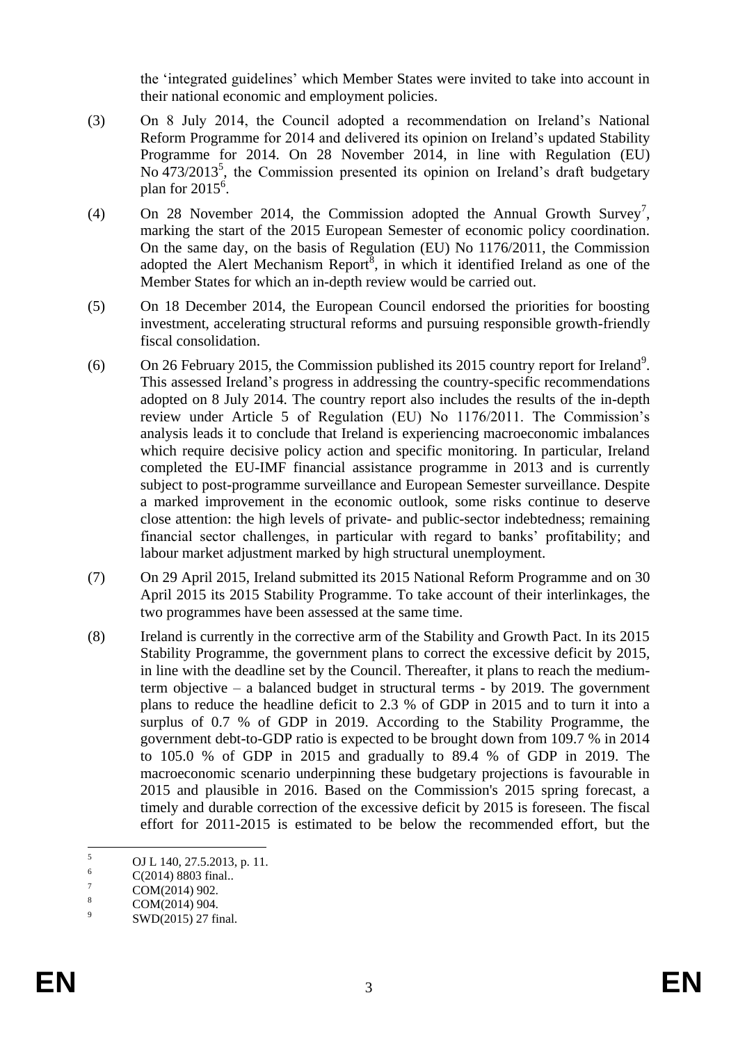the 'integrated guidelines' which Member States were invited to take into account in their national economic and employment policies.

(3) On 8 July 2014, the Council adopted a recommendation on Ireland's National Reform Programme for 2014 and delivered its opinion on Ireland's updated Stability Programme for 2014. On 28 November 2014, in line with Regulation (EU) No 473/2013[5], the Commission presented its opinion on Ireland's draft budgetary plan for 2015[6].

(4) On 28 November 2014, the Commission adopted the Annual Growth Survey[7], marking the start of the 2015 European Semester of economic policy coordination. On the same day, on the basis of Regulation (EU) No 1176/2011, the Commission adopted the Alert Mechanism Report[8], in which it identified Ireland as one of the Member States for which an in-depth review would be carried out.

(5) On 18 December 2014, the European Council endorsed the priorities for boosting investment, accelerating structural reforms and pursuing responsible growth-friendly fiscal consolidation.

(6) On 26 February 2015, the Commission published its 2015 country report for Ireland[9]. This assessed Ireland's progress in addressing the country-specific recommendations adopted on 8 July 2014. The country report also includes the results of the in-depth review under Article 5 of Regulation (EU) No 1176/2011. The Commission's analysis leads it to conclude that Ireland is experiencing macroeconomic imbalances which require decisive policy action and specific monitoring. In particular, Ireland completed the EU-IMF financial assistance programme in 2013 and is currently subject to post-programme surveillance and European Semester surveillance. Despite a marked improvement in the economic outlook, some risks continue to deserve close attention: the high levels of private- and public-sector indebtedness; remaining financial sector challenges, in particular with regard to banks' profitability; and labour market adjustment marked by high structural unemployment.

(7) On 29 April 2015, Ireland submitted its 2015 National Reform Programme and on 30 April 2015 its 2015 Stability Programme. To take account of their interlinkages, the two programmes have been assessed at the same time.

(8) Ireland is currently in the corrective arm of the Stability and Growth Pact. In its 2015 Stability Programme, the government plans to correct the excessive deficit by 2015, in line with the deadline set by the Council. Thereafter, it plans to reach the medium-term objective – a balanced budget in structural terms - by 2019. The government plans to reduce the headline deficit to 2.3 % of GDP in 2015 and to turn it into a surplus of 0.7 % of GDP in 2019. According to the Stability Programme, the government debt-to-GDP ratio is expected to be brought down from 109.7 % in 2014 to 105.0 % of GDP in 2015 and gradually to 89.4 % of GDP in 2019. The macroeconomic scenario underpinning these budgetary projections is favourable in 2015 and plausible in 2016. Based on the Commission's 2015 spring forecast, a timely and durable correction of the excessive deficit by 2015 is foreseen. The fiscal effort for 2011-2015 is estimated to be below the recommended effort, but the

---

[5] OJ L 140, 27.5.2013, p. 11.

[6] C(2014) 8803 final..

[7] COM(2014) 902.

[8] COM(2014) 904.

[9] SWD(2015) 27 final.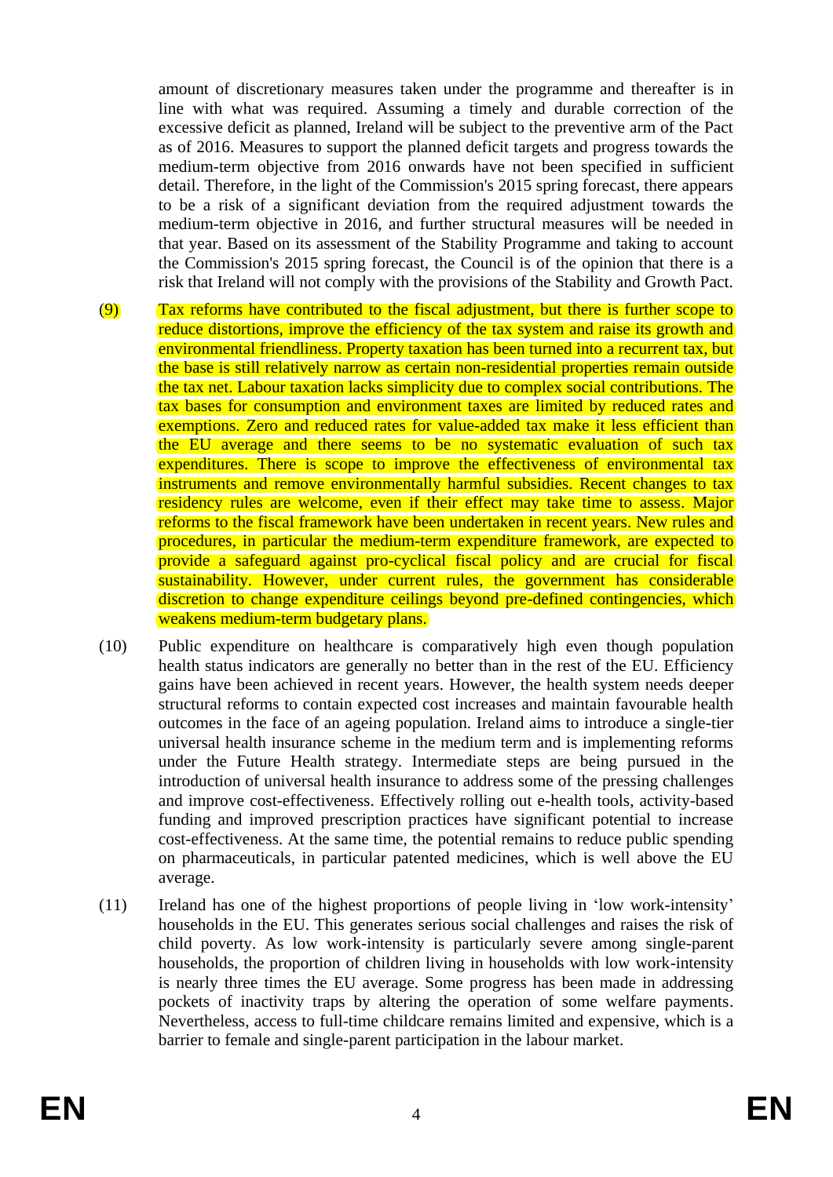amount of discretionary measures taken under the programme and thereafter is in line with what was required. Assuming a timely and durable correction of the excessive deficit as planned, Ireland will be subject to the preventive arm of the Pact as of 2016. Measures to support the planned deficit targets and progress towards the medium-term objective from 2016 onwards have not been specified in sufficient detail. Therefore, in the light of the Commission's 2015 spring forecast, there appears to be a risk of a significant deviation from the required adjustment towards the medium-term objective in 2016, and further structural measures will be needed in that year. Based on its assessment of the Stability Programme and taking to account the Commission's 2015 spring forecast, the Council is of the opinion that there is a risk that Ireland will not comply with the provisions of the Stability and Growth Pact.

(9) Tax reforms have contributed to the fiscal adjustment, but there is further scope to reduce distortions, improve the efficiency of the tax system and raise its growth and environmental friendliness. Property taxation has been turned into a recurrent tax, but the base is still relatively narrow as certain non-residential properties remain outside the tax net. Labour taxation lacks simplicity due to complex social contributions. The tax bases for consumption and environment taxes are limited by reduced rates and exemptions. Zero and reduced rates for value-added tax make it less efficient than the EU average and there seems to be no systematic evaluation of such tax expenditures. There is scope to improve the effectiveness of environmental tax instruments and remove environmentally harmful subsidies. Recent changes to tax residency rules are welcome, even if their effect may take time to assess. Major reforms to the fiscal framework have been undertaken in recent years. New rules and procedures, in particular the medium-term expenditure framework, are expected to provide a safeguard against pro-cyclical fiscal policy and are crucial for fiscal sustainability. However, under current rules, the government has considerable discretion to change expenditure ceilings beyond pre-defined contingencies, which weakens medium-term budgetary plans.

(10) Public expenditure on healthcare is comparatively high even though population health status indicators are generally no better than in the rest of the EU. Efficiency gains have been achieved in recent years. However, the health system needs deeper structural reforms to contain expected cost increases and maintain favourable health outcomes in the face of an ageing population. Ireland aims to introduce a single-tier universal health insurance scheme in the medium term and is implementing reforms under the Future Health strategy. Intermediate steps are being pursued in the introduction of universal health insurance to address some of the pressing challenges and improve cost-effectiveness. Effectively rolling out e-health tools, activity-based funding and improved prescription practices have significant potential to increase cost-effectiveness. At the same time, the potential remains to reduce public spending on pharmaceuticals, in particular patented medicines, which is well above the EU average.

(11) Ireland has one of the highest proportions of people living in 'low work-intensity' households in the EU. This generates serious social challenges and raises the risk of child poverty. As low work-intensity is particularly severe among single-parent households, the proportion of children living in households with low work-intensity is nearly three times the EU average. Some progress has been made in addressing pockets of inactivity traps by altering the operation of some welfare payments. Nevertheless, access to full-time childcare remains limited and expensive, which is a barrier to female and single-parent participation in the labour market.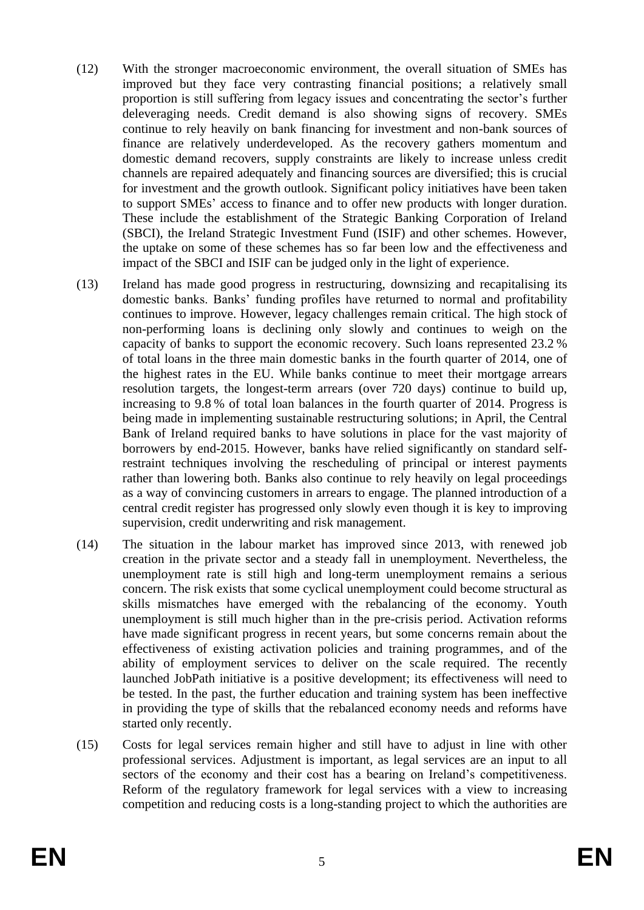(12) With the stronger macroeconomic environment, the overall situation of SMEs has improved but they face very contrasting financial positions; a relatively small proportion is still suffering from legacy issues and concentrating the sector's further deleveraging needs. Credit demand is also showing signs of recovery. SMEs continue to rely heavily on bank financing for investment and non-bank sources of finance are relatively underdeveloped. As the recovery gathers momentum and domestic demand recovers, supply constraints are likely to increase unless credit channels are repaired adequately and financing sources are diversified; this is crucial for investment and the growth outlook. Significant policy initiatives have been taken to support SMEs' access to finance and to offer new products with longer duration. These include the establishment of the Strategic Banking Corporation of Ireland (SBCI), the Ireland Strategic Investment Fund (ISIF) and other schemes. However, the uptake on some of these schemes has so far been low and the effectiveness and impact of the SBCI and ISIF can be judged only in the light of experience.

(13) Ireland has made good progress in restructuring, downsizing and recapitalising its domestic banks. Banks' funding profiles have returned to normal and profitability continues to improve. However, legacy challenges remain critical. The high stock of non-performing loans is declining only slowly and continues to weigh on the capacity of banks to support the economic recovery. Such loans represented 23.2 % of total loans in the three main domestic banks in the fourth quarter of 2014, one of the highest rates in the EU. While banks continue to meet their mortgage arrears resolution targets, the longest-term arrears (over 720 days) continue to build up, increasing to 9.8 % of total loan balances in the fourth quarter of 2014. Progress is being made in implementing sustainable restructuring solutions; in April, the Central Bank of Ireland required banks to have solutions in place for the vast majority of borrowers by end-2015. However, banks have relied significantly on standard self-restraint techniques involving the rescheduling of principal or interest payments rather than lowering both. Banks also continue to rely heavily on legal proceedings as a way of convincing customers in arrears to engage. The planned introduction of a central credit register has progressed only slowly even though it is key to improving supervision, credit underwriting and risk management.

(14) The situation in the labour market has improved since 2013, with renewed job creation in the private sector and a steady fall in unemployment. Nevertheless, the unemployment rate is still high and long-term unemployment remains a serious concern. The risk exists that some cyclical unemployment could become structural as skills mismatches have emerged with the rebalancing of the economy. Youth unemployment is still much higher than in the pre-crisis period. Activation reforms have made significant progress in recent years, but some concerns remain about the effectiveness of existing activation policies and training programmes, and of the ability of employment services to deliver on the scale required. The recently launched JobPath initiative is a positive development; its effectiveness will need to be tested. In the past, the further education and training system has been ineffective in providing the type of skills that the rebalanced economy needs and reforms have started only recently.

(15) Costs for legal services remain higher and still have to adjust in line with other professional services. Adjustment is important, as legal services are an input to all sectors of the economy and their cost has a bearing on Ireland's competitiveness. Reform of the regulatory framework for legal services with a view to increasing competition and reducing costs is a long-standing project to which the authorities are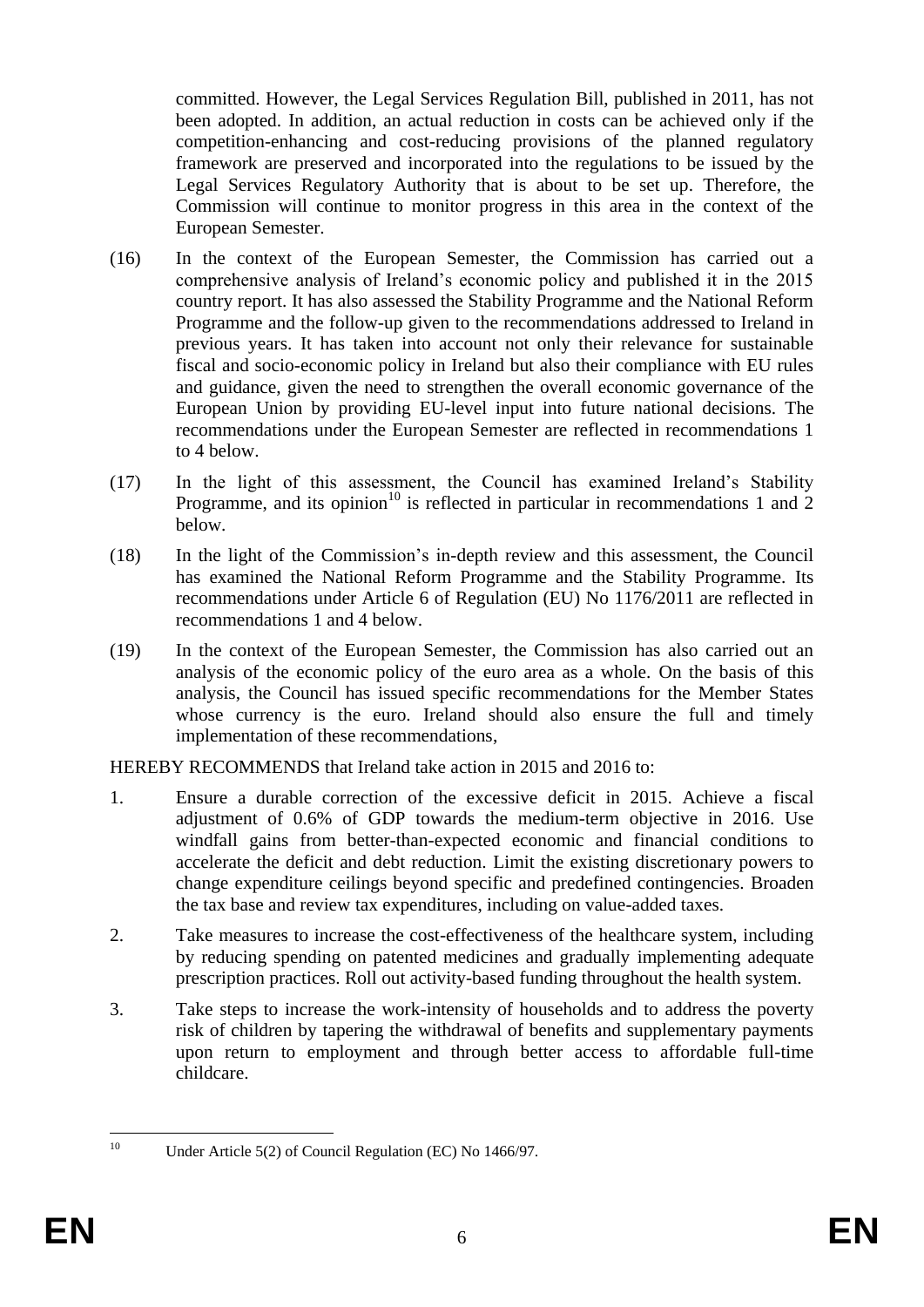committed. However, the Legal Services Regulation Bill, published in 2011, has not been adopted. In addition, an actual reduction in costs can be achieved only if the competition-enhancing and cost-reducing provisions of the planned regulatory framework are preserved and incorporated into the regulations to be issued by the Legal Services Regulatory Authority that is about to be set up. Therefore, the Commission will continue to monitor progress in this area in the context of the European Semester.

(16) In the context of the European Semester, the Commission has carried out a comprehensive analysis of Ireland's economic policy and published it in the 2015 country report. It has also assessed the Stability Programme and the National Reform Programme and the follow-up given to the recommendations addressed to Ireland in previous years. It has taken into account not only their relevance for sustainable fiscal and socio-economic policy in Ireland but also their compliance with EU rules and guidance, given the need to strengthen the overall economic governance of the European Union by providing EU-level input into future national decisions. The recommendations under the European Semester are reflected in recommendations 1 to 4 below.

(17) In the light of this assessment, the Council has examined Ireland's Stability Programme, and its opinion[10] is reflected in particular in recommendations 1 and 2 below.

(18) In the light of the Commission's in-depth review and this assessment, the Council has examined the National Reform Programme and the Stability Programme. Its recommendations under Article 6 of Regulation (EU) No 1176/2011 are reflected in recommendations 1 and 4 below.

(19) In the context of the European Semester, the Commission has also carried out an analysis of the economic policy of the euro area as a whole. On the basis of this analysis, the Council has issued specific recommendations for the Member States whose currency is the euro. Ireland should also ensure the full and timely implementation of these recommendations,

HEREBY RECOMMENDS that Ireland take action in 2015 and 2016 to:

1. Ensure a durable correction of the excessive deficit in 2015. Achieve a fiscal adjustment of 0.6% of GDP towards the medium-term objective in 2016. Use windfall gains from better-than-expected economic and financial conditions to accelerate the deficit and debt reduction. Limit the existing discretionary powers to change expenditure ceilings beyond specific and predefined contingencies. Broaden the tax base and review tax expenditures, including on value-added taxes.

2. Take measures to increase the cost-effectiveness of the healthcare system, including by reducing spending on patented medicines and gradually implementing adequate prescription practices. Roll out activity-based funding throughout the health system.

3. Take steps to increase the work-intensity of households and to address the poverty risk of children by tapering the withdrawal of benefits and supplementary payments upon return to employment and through better access to affordable full-time childcare.

---

[10] Under Article 5(2) of Council Regulation (EC) No 1466/97.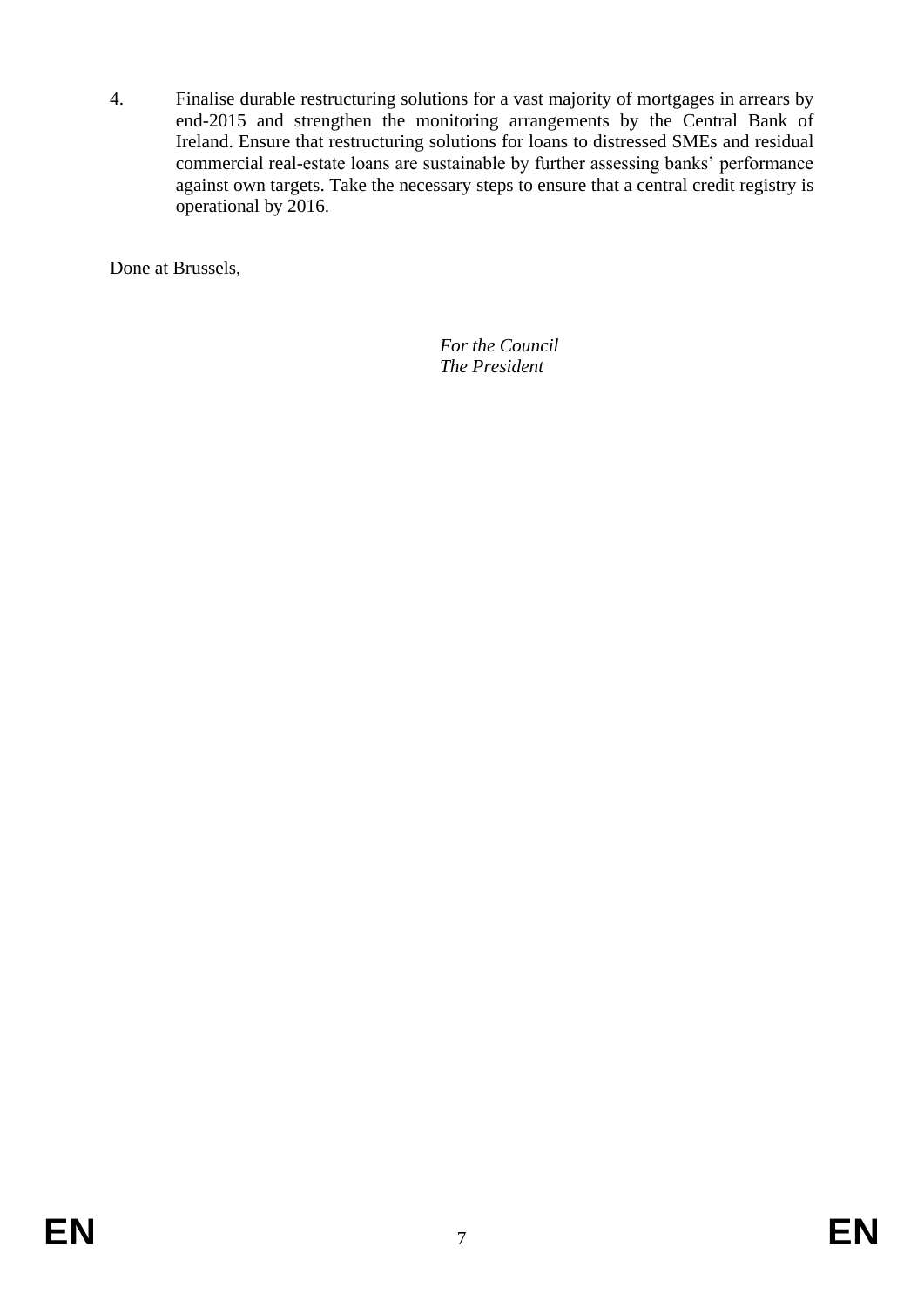4. Finalise durable restructuring solutions for a vast majority of mortgages in arrears by end-2015 and strengthen the monitoring arrangements by the Central Bank of Ireland. Ensure that restructuring solutions for loans to distressed SMEs and residual commercial real-estate loans are sustainable by further assessing banks' performance against own targets. Take the necessary steps to ensure that a central credit registry is operational by 2016.

Done at Brussels,

*For the Council*
*The President*